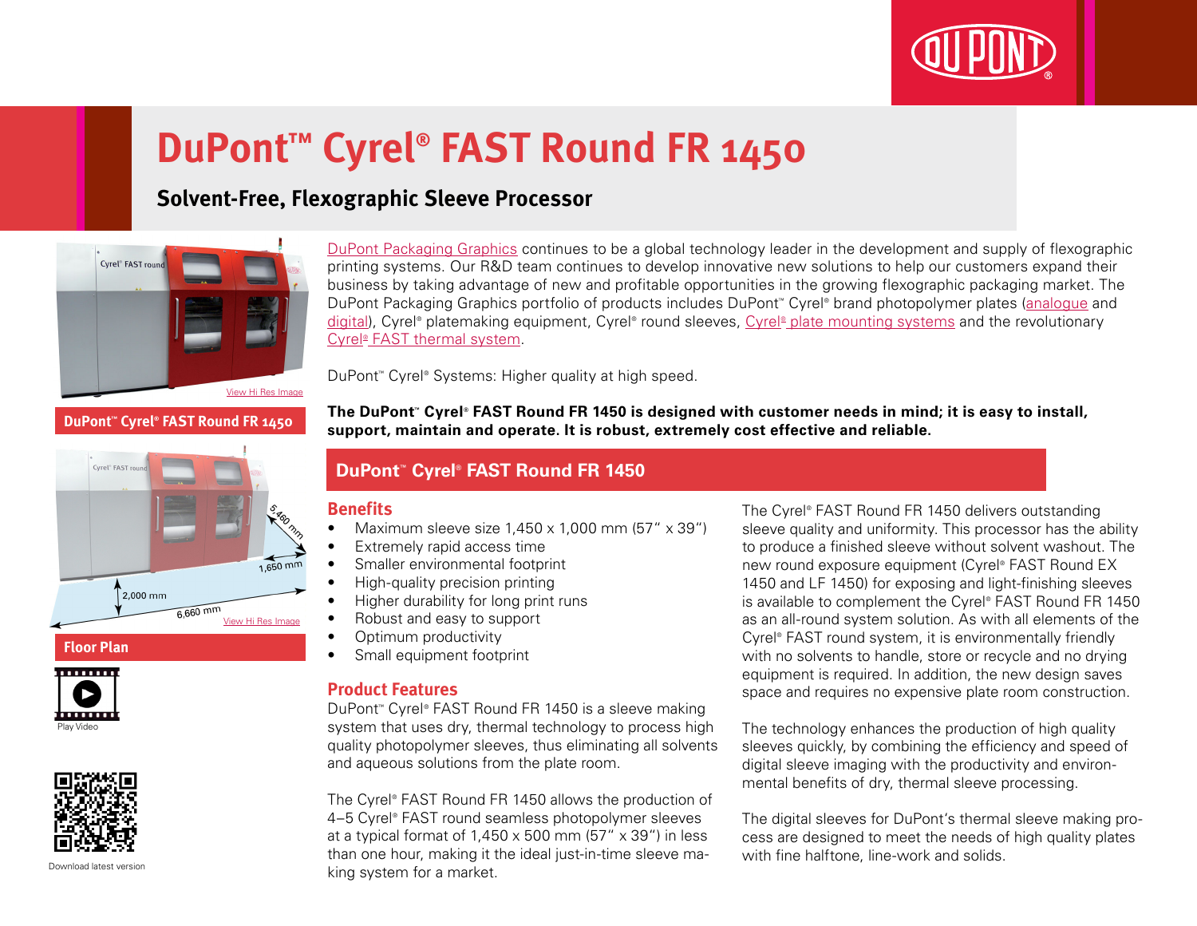# DuPont™ Cyrel® FAST Round FR 1450

## Solvent-Free, Flexographic Sleeve Processor

View Hi Res Image

**DuPont™ Cyrel® FAST Round FR 1450**

5,460 mm

1,650 mm

2,000 mm

6,660 mm

View Hi Res Image

**Floor Plan**

Play Video

Download latest version

DuPont Packaging Graphics continues to be a global technology leader in the development and supply of flexographic printing systems. Our R&D team continues to develop innovative new solutions to help our customers expand their business by taking advantage of new and profitable opportunities in the growing flexographic packaging market. The DuPont Packaging Graphics portfolio of products includes DuPont™ Cyrel® brand photopolymer plates (analogue and digital), Cyrel® platemaking equipment, Cyrel® round sleeves, Cyrel® plate mounting systems and the revolutionary Cyrel® FAST thermal system.

DuPont™ Cyrel® Systems: Higher quality at high speed.

**The DuPont™ Cyrel® FAST Round FR 1450 is designed with customer needs in mind; it is easy to install, support, maintain and operate. It is robust, extremely cost effective and reliable.**

## DuPont™ Cyrel® FAST Round FR 1450

### Benefits

- Maximum sleeve size 1,450 x 1,000 mm (57" x 39")
- Extremely rapid access time
- Smaller environmental footprint
- High-quality precision printing
- Higher durability for long print runs
- Robust and easy to support
- Optimum productivity
- Small equipment footprint

### Product Features

DuPont™ Cyrel® FAST Round FR 1450 is a sleeve making system that uses dry, thermal technology to process high quality photopolymer sleeves, thus eliminating all solvents and aqueous solutions from the plate room.

The Cyrel® FAST Round FR 1450 allows the production of 4–5 Cyrel® FAST round seamless photopolymer sleeves at a typical format of 1,450 x 500 mm (57" x 39") in less than one hour, making it the ideal just-in-time sleeve making system for a market.

The Cyrel® FAST Round FR 1450 delivers outstanding sleeve quality and uniformity. This processor has the ability to produce a finished sleeve without solvent washout. The new round exposure equipment (Cyrel® FAST Round EX 1450 and LF 1450) for exposing and light-finishing sleeves is available to complement the Cyrel® FAST Round FR 1450 as an all-round system solution. As with all elements of the Cyrel® FAST round system, it is environmentally friendly with no solvents to handle, store or recycle and no drying equipment is required. In addition, the new design saves space and requires no expensive plate room construction.

The technology enhances the production of high quality sleeves quickly, by combining the efficiency and speed of digital sleeve imaging with the productivity and environmental benefits of dry, thermal sleeve processing.

The digital sleeves for DuPont's thermal sleeve making process are designed to meet the needs of high quality plates with fine halftone, line-work and solids.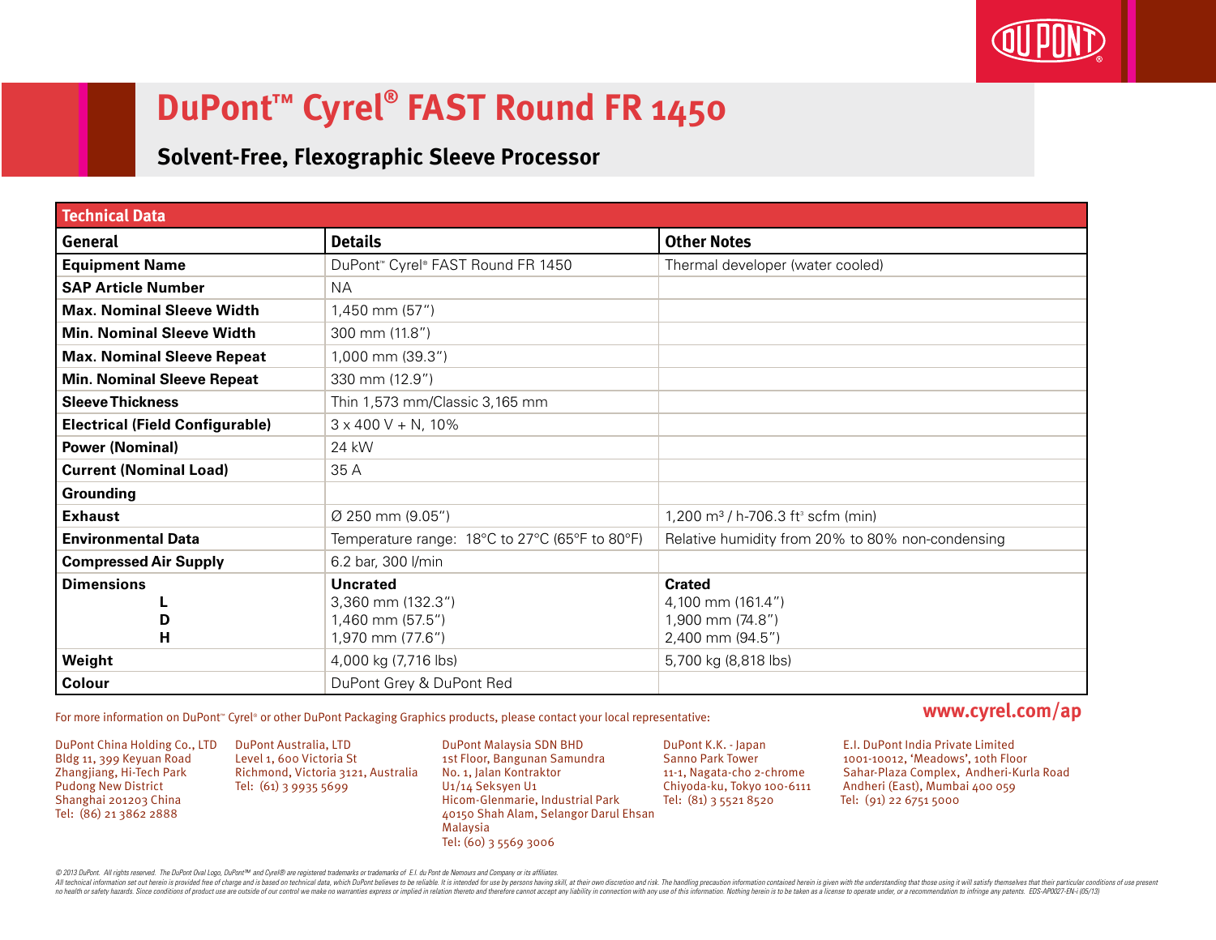# DuPont™ Cyrel® FAST Round FR 1450

## Solvent-Free, Flexographic Sleeve Processor

| Technical Data | | |
|---|---|---|
| **General** | **Details** | **Other Notes** |
| **Equipment Name** | DuPont™ Cyrel® FAST Round FR 1450 | Thermal developer (water cooled) |
| **SAP Article Number** | NA | |
| **Max. Nominal Sleeve Width** | 1,450 mm (57") | |
| **Min. Nominal Sleeve Width** | 300 mm (11.8") | |
| **Max. Nominal Sleeve Repeat** | 1,000 mm (39.3") | |
| **Min. Nominal Sleeve Repeat** | 330 mm (12.9") | |
| **Sleeve Thickness** | Thin 1,573 mm/Classic 3,165 mm | |
| **Electrical (Field Configurable)** | 3 x 400 V + N, 10% | |
| **Power (Nominal)** | 24 kW | |
| **Current (Nominal Load)** | 35 A | |
| **Grounding** | | |
| **Exhaust** | Ø 250 mm (9.05") | 1,200 m³ / h-706.3 ft³ scfm (min) |
| **Environmental Data** | Temperature range: 18°C to 27°C (65°F to 80°F) | Relative humidity from 20% to 80% non-condensing |
| **Compressed Air Supply** | 6.2 bar, 300 l/min | |
| **Dimensions** | **Uncrated** | **Crated** |
| **L** | 3,360 mm (132.3") | 4,100 mm (161.4") |
| **D** | 1,460 mm (57.5") | 1,900 mm (74.8") |
| **H** | 1,970 mm (77.6") | 2,400 mm (94.5") |
| **Weight** | 4,000 kg (7,716 lbs) | 5,700 kg (8,818 lbs) |
| **Colour** | DuPont Grey & DuPont Red | |

For more information on DuPont™ Cyrel® or other DuPont Packaging Graphics products, please contact your local representative:

**www.cyrel.com/ap**

DuPont China Holding Co., LTD
Bldg 11, 399 Keyuan Road
Zhangjiang, Hi-Tech Park
Pudong New District
Shanghai 201203 China
Tel: (86) 21 3862 2888

DuPont Australia, LTD
Level 1, 600 Victoria St
Richmond, Victoria 3121, Australia
Tel: (61) 3 9935 5699

DuPont Malaysia SDN BHD
1st Floor, Bangunan Samundra
No. 1, Jalan Kontraktor
U1/14 Seksyen U1
Hicom-Glenmarie, Industrial Park
40150 Shah Alam, Selangor Darul Ehsan
Malaysia
Tel: (60) 3 5569 3006

DuPont K.K. - Japan
Sanno Park Tower
11-1, Nagata-cho 2-chrome
Chiyoda-ku, Tokyo 100-6111
Tel: (81) 3 5521 8520

E.I. DuPont India Private Limited
1001-10012, 'Meadows', 10th Floor
Sahar-Plaza Complex, Andheri-Kurla Road
Andheri (East), Mumbai 400 059
Tel: (91) 22 6751 5000

© 2013 DuPont. All rights reserved. The DuPont Oval Logo, DuPont™ and Cyrel® are registered trademarks or trademarks of E.I. du Pont de Nemours and Company or its affiliates.
All technical information set out herein is provided free of charge and is based on technical data, which DuPont believes to be reliable. It is intended for use by persons having skill, at their own discretion and risk. The handling precaution information contained herein is given with the understanding that those using it will satisfy themselves that their particular conditions of use present no health or safety hazards. Since conditions of product use are outside of our control we make no warranties express or implied in relation thereto and therefore cannot accept any liability in connection with any use of this information. Nothing herein is to be taken as a license to operate under, or a recommendation to infringe any patents. EDS-AP0027-EN-i (05/13)